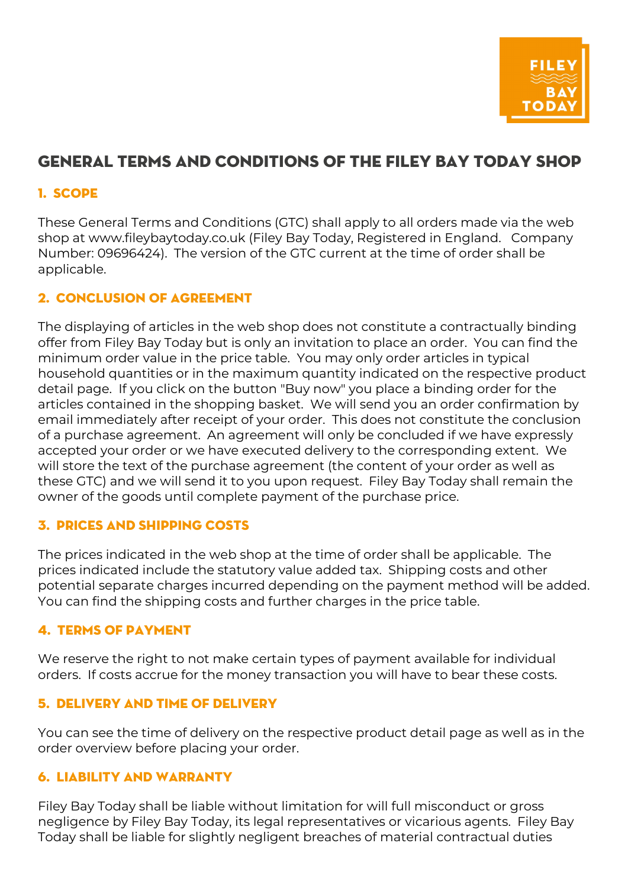# GENERAL TERMS AND CONDITIONS OF THE FILEY BAY TODAY SHOP

## 1. SCOPE

These General Terms and Conditions (GTC) shall apply to all orders made via the web shop at www.fileybaytoday.co.uk (Filey Bay Today, Registered in England. Company Number: 09696424). The version of the GTC current at the time of order shall be applicable.

## 2. CONCLUSION OF AGREEMENT

The displaying of articles in the web shop does not constitute a contractually binding offer from Filey Bay Today but is only an invitation to place an order. You can find the minimum order value in the price table. You may only order articles in typical household quantities or in the maximum quantity indicated on the respective product detail page. If you click on the button "Buy now" you place a binding order for the articles contained in the shopping basket. We will send you an order confirmation by email immediately after receipt of your order. This does not constitute the conclusion of a purchase agreement. An agreement will only be concluded if we have expressly accepted your order or we have executed delivery to the corresponding extent. We will store the text of the purchase agreement (the content of your order as well as these GTC) and we will send it to you upon request. Filey Bay Today shall remain the owner of the goods until complete payment of the purchase price.

## 3. PRICES AND SHIPPING COSTS

The prices indicated in the web shop at the time of order shall be applicable. The prices indicated include the statutory value added tax. Shipping costs and other potential separate charges incurred depending on the payment method will be added. You can find the shipping costs and further charges in the price table.

## 4. TERMS OF PAYMENT

We reserve the right to not make certain types of payment available for individual orders. If costs accrue for the money transaction you will have to bear these costs.

## 5. DELIVERY AND TIME OF DELIVERY

You can see the time of delivery on the respective product detail page as well as in the order overview before placing your order.

## 6. LIABILITY AND WARRANTY

Filey Bay Today shall be liable without limitation for will full misconduct or gross negligence by Filey Bay Today, its legal representatives or vicarious agents. Filey Bay Today shall be liable for slightly negligent breaches of material contractual duties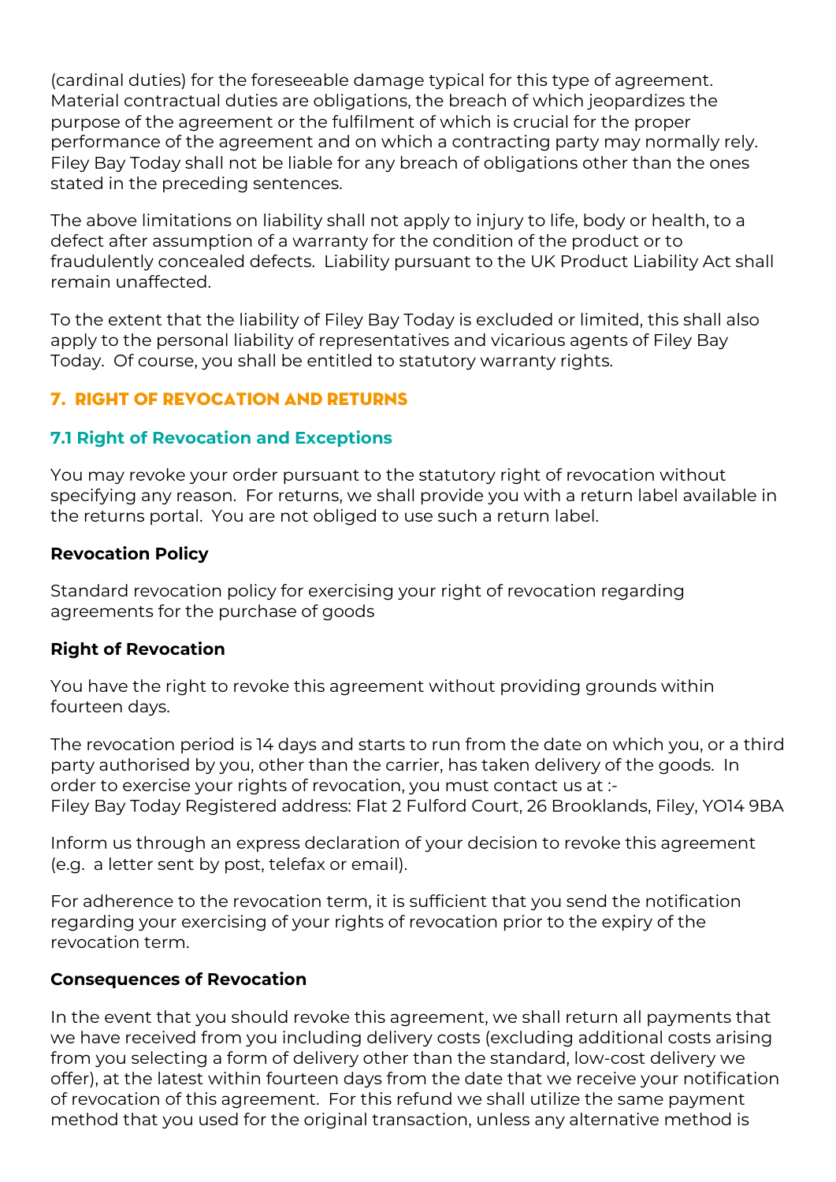(cardinal duties) for the foreseeable damage typical for this type of agreement. Material contractual duties are obligations, the breach of which jeopardizes the purpose of the agreement or the fulfilment of which is crucial for the proper performance of the agreement and on which a contracting party may normally rely. Filey Bay Today shall not be liable for any breach of obligations other than the ones stated in the preceding sentences.

The above limitations on liability shall not apply to injury to life, body or health, to a defect after assumption of a warranty for the condition of the product or to fraudulently concealed defects. Liability pursuant to the UK Product Liability Act shall remain unaffected.

To the extent that the liability of Filey Bay Today is excluded or limited, this shall also apply to the personal liability of representatives and vicarious agents of Filey Bay Today. Of course, you shall be entitled to statutory warranty rights.

## 7. RIGHT OF REVOCATION AND RETURNS

### 7.1 Right of Revocation and Exceptions

You may revoke your order pursuant to the statutory right of revocation without specifying any reason. For returns, we shall provide you with a return label available in the returns portal. You are not obliged to use such a return label.

**Revocation Policy**

Standard revocation policy for exercising your right of revocation regarding agreements for the purchase of goods

**Right of Revocation**

You have the right to revoke this agreement without providing grounds within fourteen days.

The revocation period is 14 days and starts to run from the date on which you, or a third party authorised by you, other than the carrier, has taken delivery of the goods. In order to exercise your rights of revocation, you must contact us at :-
Filey Bay Today Registered address: Flat 2 Fulford Court, 26 Brooklands, Filey, YO14 9BA

Inform us through an express declaration of your decision to revoke this agreement (e.g. a letter sent by post, telefax or email).

For adherence to the revocation term, it is sufficient that you send the notification regarding your exercising of your rights of revocation prior to the expiry of the revocation term.

**Consequences of Revocation**

In the event that you should revoke this agreement, we shall return all payments that we have received from you including delivery costs (excluding additional costs arising from you selecting a form of delivery other than the standard, low-cost delivery we offer), at the latest within fourteen days from the date that we receive your notification of revocation of this agreement. For this refund we shall utilize the same payment method that you used for the original transaction, unless any alternative method is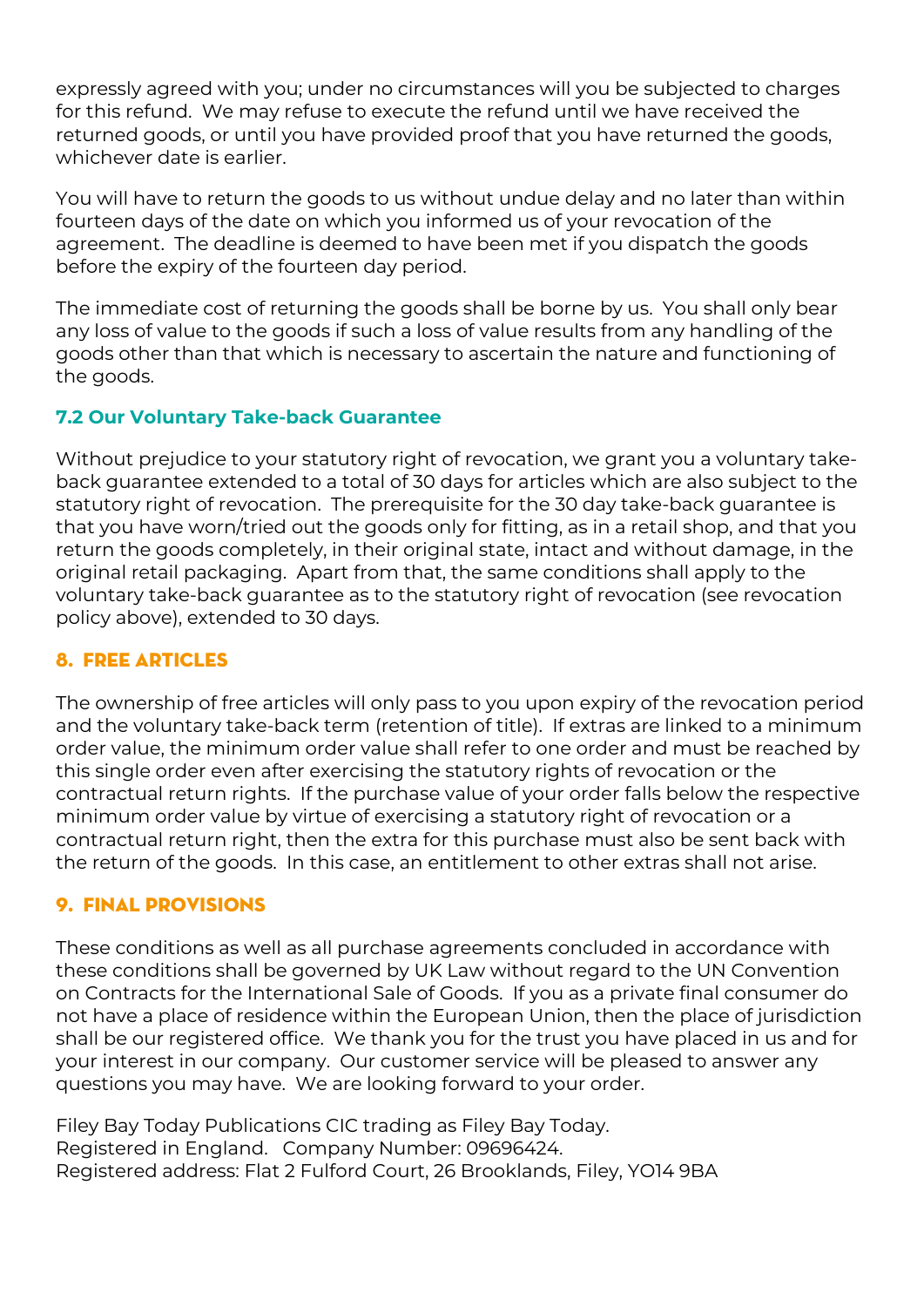expressly agreed with you; under no circumstances will you be subjected to charges for this refund. We may refuse to execute the refund until we have received the returned goods, or until you have provided proof that you have returned the goods, whichever date is earlier.

You will have to return the goods to us without undue delay and no later than within fourteen days of the date on which you informed us of your revocation of the agreement. The deadline is deemed to have been met if you dispatch the goods before the expiry of the fourteen day period.

The immediate cost of returning the goods shall be borne by us. You shall only bear any loss of value to the goods if such a loss of value results from any handling of the goods other than that which is necessary to ascertain the nature and functioning of the goods.

### 7.2 Our Voluntary Take-back Guarantee

Without prejudice to your statutory right of revocation, we grant you a voluntary take-back guarantee extended to a total of 30 days for articles which are also subject to the statutory right of revocation. The prerequisite for the 30 day take-back guarantee is that you have worn/tried out the goods only for fitting, as in a retail shop, and that you return the goods completely, in their original state, intact and without damage, in the original retail packaging. Apart from that, the same conditions shall apply to the voluntary take-back guarantee as to the statutory right of revocation (see revocation policy above), extended to 30 days.

## 8. FREE ARTICLES

The ownership of free articles will only pass to you upon expiry of the revocation period and the voluntary take-back term (retention of title). If extras are linked to a minimum order value, the minimum order value shall refer to one order and must be reached by this single order even after exercising the statutory rights of revocation or the contractual return rights. If the purchase value of your order falls below the respective minimum order value by virtue of exercising a statutory right of revocation or a contractual return right, then the extra for this purchase must also be sent back with the return of the goods. In this case, an entitlement to other extras shall not arise.

## 9. FINAL PROVISIONS

These conditions as well as all purchase agreements concluded in accordance with these conditions shall be governed by UK Law without regard to the UN Convention on Contracts for the International Sale of Goods. If you as a private final consumer do not have a place of residence within the European Union, then the place of jurisdiction shall be our registered office. We thank you for the trust you have placed in us and for your interest in our company. Our customer service will be pleased to answer any questions you may have. We are looking forward to your order.

Filey Bay Today Publications CIC trading as Filey Bay Today.
Registered in England. Company Number: 09696424.
Registered address: Flat 2 Fulford Court, 26 Brooklands, Filey, YO14 9BA